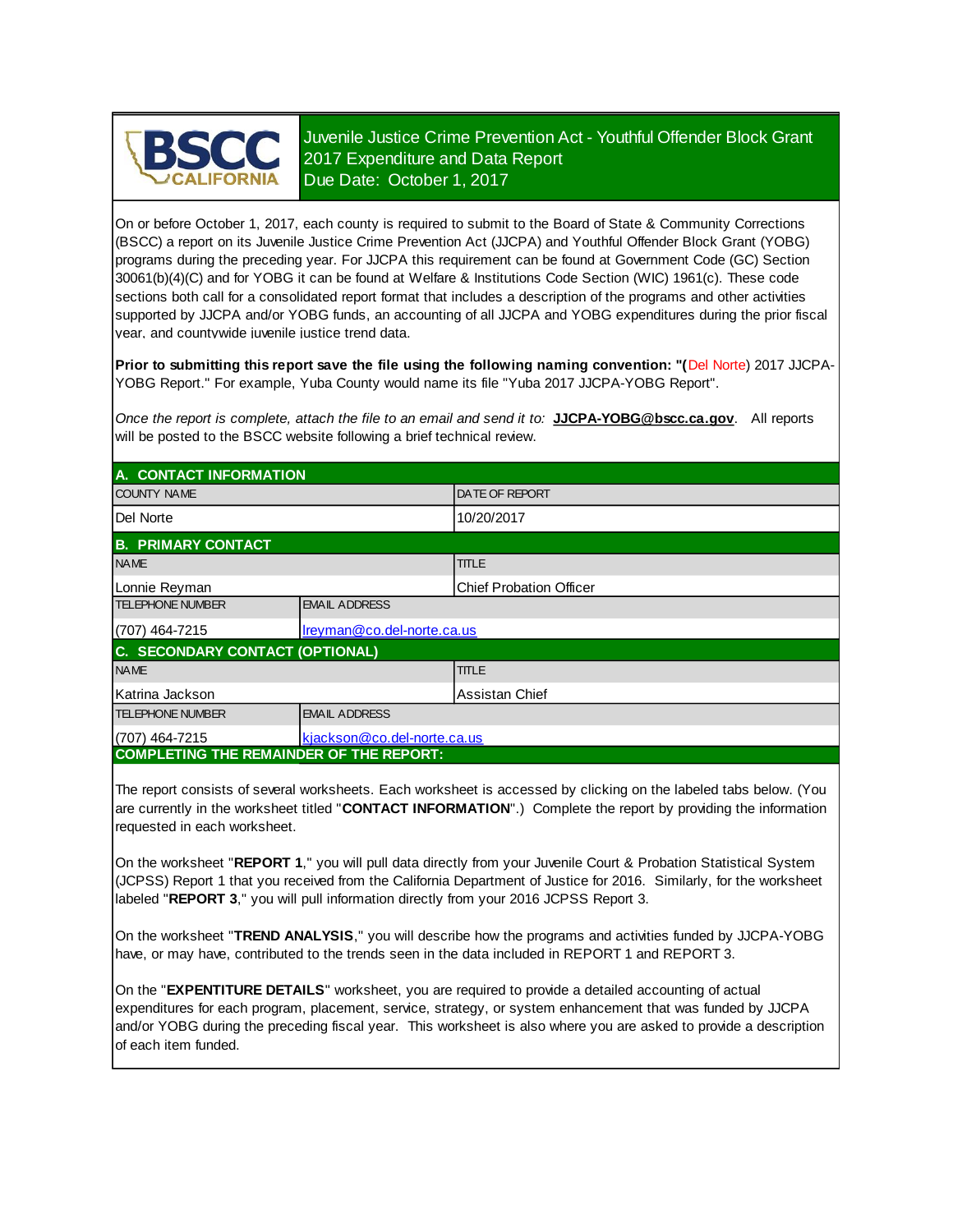# Juvenile Justice Crime Prevention Act - Youthful Offender Block Grant
## 2017 Expenditure and Data Report
## Due Date: October 1, 2017

On or before October 1, 2017, each county is required to submit to the Board of State & Community Corrections (BSCC) a report on its Juvenile Justice Crime Prevention Act (JJCPA) and Youthful Offender Block Grant (YOBG) programs during the preceding year. For JJCPA this requirement can be found at Government Code (GC) Section 30061(b)(4)(C) and for YOBG it can be found at Welfare & Institutions Code Section (WIC) 1961(c). These code sections both call for a consolidated report format that includes a description of the programs and other activities supported by JJCPA and/or YOBG funds, an accounting of all JJCPA and YOBG expenditures during the prior fiscal year, and countywide juvenile justice trend data.

**Prior to submitting this report save the file using the following naming convention: "(**Del Norte) 2017 JJCPA-YOBG Report." For example, Yuba County would name its file "Yuba 2017 JJCPA-YOBG Report".

*Once the report is complete, attach the file to an email and send it to:* **JJCPA-YOBG@bscc.ca.gov**. All reports will be posted to the BSCC website following a brief technical review.

## A. CONTACT INFORMATION

| COUNTY NAME | DATE OF REPORT |
|---|---|
| Del Norte | 10/20/2017 |

## B. PRIMARY CONTACT

| NAME | TITLE |
|---|---|
| Lonnie Reyman | Chief Probation Officer |
| **TELEPHONE NUMBER** | **EMAIL ADDRESS** |
| (707) 464-7215 | lreyman@co.del-norte.ca.us |

## C. SECONDARY CONTACT (OPTIONAL)

| NAME | TITLE |
|---|---|
| Katrina Jackson | Assistan Chief |
| **TELEPHONE NUMBER** | **EMAIL ADDRESS** |
| (707) 464-7215 | kjackson@co.del-norte.ca.us |

## COMPLETING THE REMAINDER OF THE REPORT:

The report consists of several worksheets. Each worksheet is accessed by clicking on the labeled tabs below. (You are currently in the worksheet titled "**CONTACT INFORMATION**".) Complete the report by providing the information requested in each worksheet.

On the worksheet "**REPORT 1**," you will pull data directly from your Juvenile Court & Probation Statistical System (JCPSS) Report 1 that you received from the California Department of Justice for 2016. Similarly, for the worksheet labeled "**REPORT 3**," you will pull information directly from your 2016 JCPSS Report 3.

On the worksheet "**TREND ANALYSIS**," you will describe how the programs and activities funded by JJCPA-YOBG have, or may have, contributed to the trends seen in the data included in REPORT 1 and REPORT 3.

On the "**EXPENTITURE DETAILS**" worksheet, you are required to provide a detailed accounting of actual expenditures for each program, placement, service, strategy, or system enhancement that was funded by JJCPA and/or YOBG during the preceding fiscal year. This worksheet is also where you are asked to provide a description of each item funded.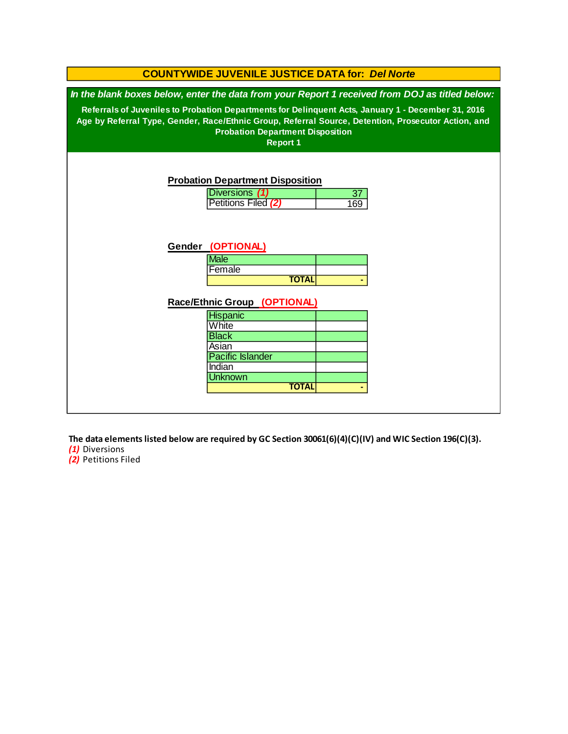# COUNTYWIDE JUVENILE JUSTICE DATA for: *Del Norte*

***In the blank boxes below, enter the data from your Report 1 received from DOJ as titled below:***

**Referrals of Juveniles to Probation Departments for Delinquent Acts, January 1 - December 31, 2016**
**Age by Referral Type, Gender, Race/Ethnic Group, Referral Source, Detention, Prosecutor Action, and Probation Department Disposition**
**Report 1**

**Probation Department Disposition**

| | |
|---|---|
| Diversions *(1)* | 37 |
| Petitions Filed *(2)* | 169 |

**Gender (OPTIONAL)**

| | |
|---|---|
| Male | |
| Female | |
| **TOTAL** | - |

**Race/Ethnic Group (OPTIONAL)**

| | |
|---|---|
| Hispanic | |
| White | |
| Black | |
| Asian | |
| Pacific Islander | |
| Indian | |
| Unknown | |
| **TOTAL** | - |

**The data elements listed below are required by GC Section 30061(6)(4)(C)(IV) and WIC Section 196(C)(3).**

*(1)* Diversions
*(2)* Petitions Filed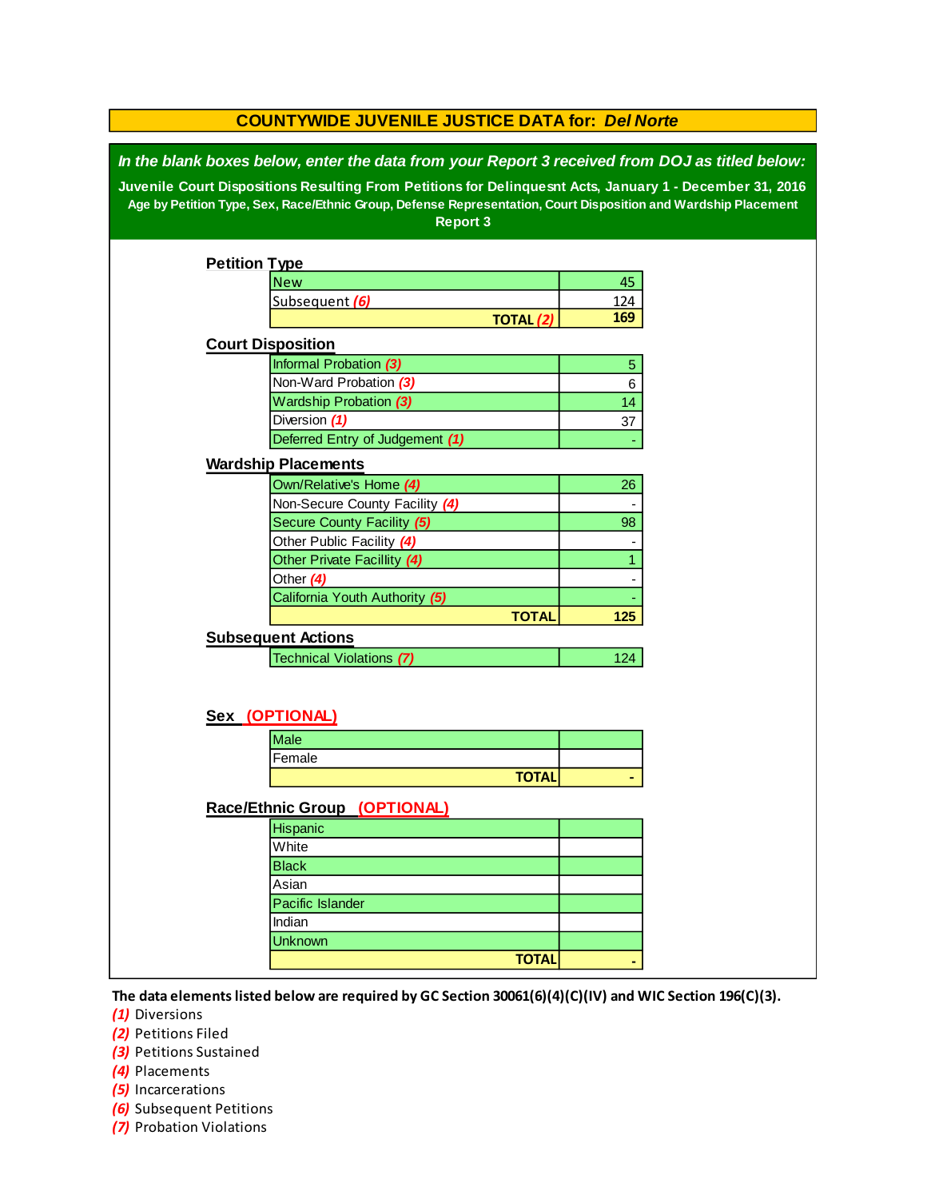## COUNTYWIDE JUVENILE JUSTICE DATA for: *Del Norte*

***In the blank boxes below, enter the data from your Report 3 received from DOJ as titled below:***

**Juvenile Court Dispositions Resulting From Petitions for Delinquesnt Acts, January 1 - December 31, 2016**
**Age by Petition Type, Sex, Race/Ethnic Group, Defense Representation, Court Disposition and Wardship Placement**
**Report 3**

### Petition Type

| | |
|---|---|
| New | 45 |
| Subsequent *(6)* | 124 |
| **TOTAL *(2)*** | **169** |

### Court Disposition

| | |
|---|---|
| Informal Probation *(3)* | 5 |
| Non-Ward Probation *(3)* | 6 |
| Wardship Probation *(3)* | 14 |
| Diversion *(1)* | 37 |
| Deferred Entry of Judgement *(1)* | - |

### Wardship Placements

| | |
|---|---|
| Own/Relative's Home *(4)* | 26 |
| Non-Secure County Facility *(4)* | - |
| Secure County Facility *(5)* | 98 |
| Other Public Facility *(4)* | - |
| Other Private Facillity *(4)* | 1 |
| Other *(4)* | - |
| California Youth Authority *(5)* | - |
| **TOTAL** | **125** |

### Subsequent Actions

| | |
|---|---|
| Technical Violations *(7)* | 124 |

### Sex (OPTIONAL)

| | |
|---|---|
| Male | |
| Female | |
| **TOTAL** | **-** |

### Race/Ethnic Group (OPTIONAL)

| | |
|---|---|
| Hispanic | |
| White | |
| Black | |
| Asian | |
| Pacific Islander | |
| Indian | |
| Unknown | |
| **TOTAL** | **-** |

**The data elements listed below are required by GC Section 30061(6)(4)(C)(IV) and WIC Section 196(C)(3).**

*(1)* Diversions
*(2)* Petitions Filed
*(3)* Petitions Sustained
*(4)* Placements
*(5)* Incarcerations
*(6)* Subsequent Petitions
*(7)* Probation Violations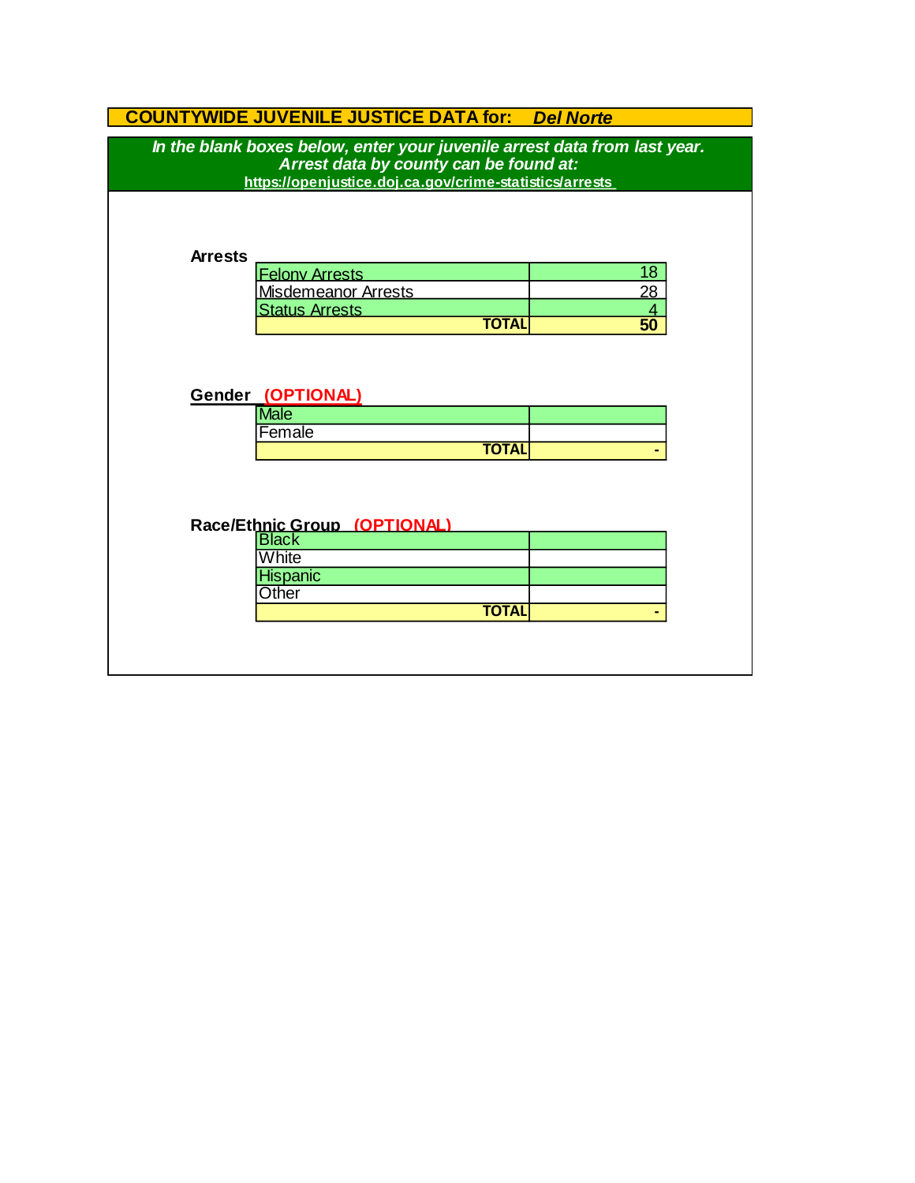# COUNTYWIDE JUVENILE JUSTICE DATA for: *Del Norte*

***In the blank boxes below, enter your juvenile arrest data from last year.***
***Arrest data by county can be found at:***
**https://openjustice.doj.ca.gov/crime-statistics/arrests**

### Arrests

| | |
|---|---|
| Felony Arrests | 18 |
| Misdemeanor Arrests | 28 |
| Status Arrests | 4 |
| **TOTAL** | **50** |

### Gender (OPTIONAL)

| | |
|---|---|
| Male | |
| Female | |
| **TOTAL** | - |

### Race/Ethnic Group (OPTIONAL)

| | |
|---|---|
| Black | |
| White | |
| Hispanic | |
| Other | |
| **TOTAL** | - |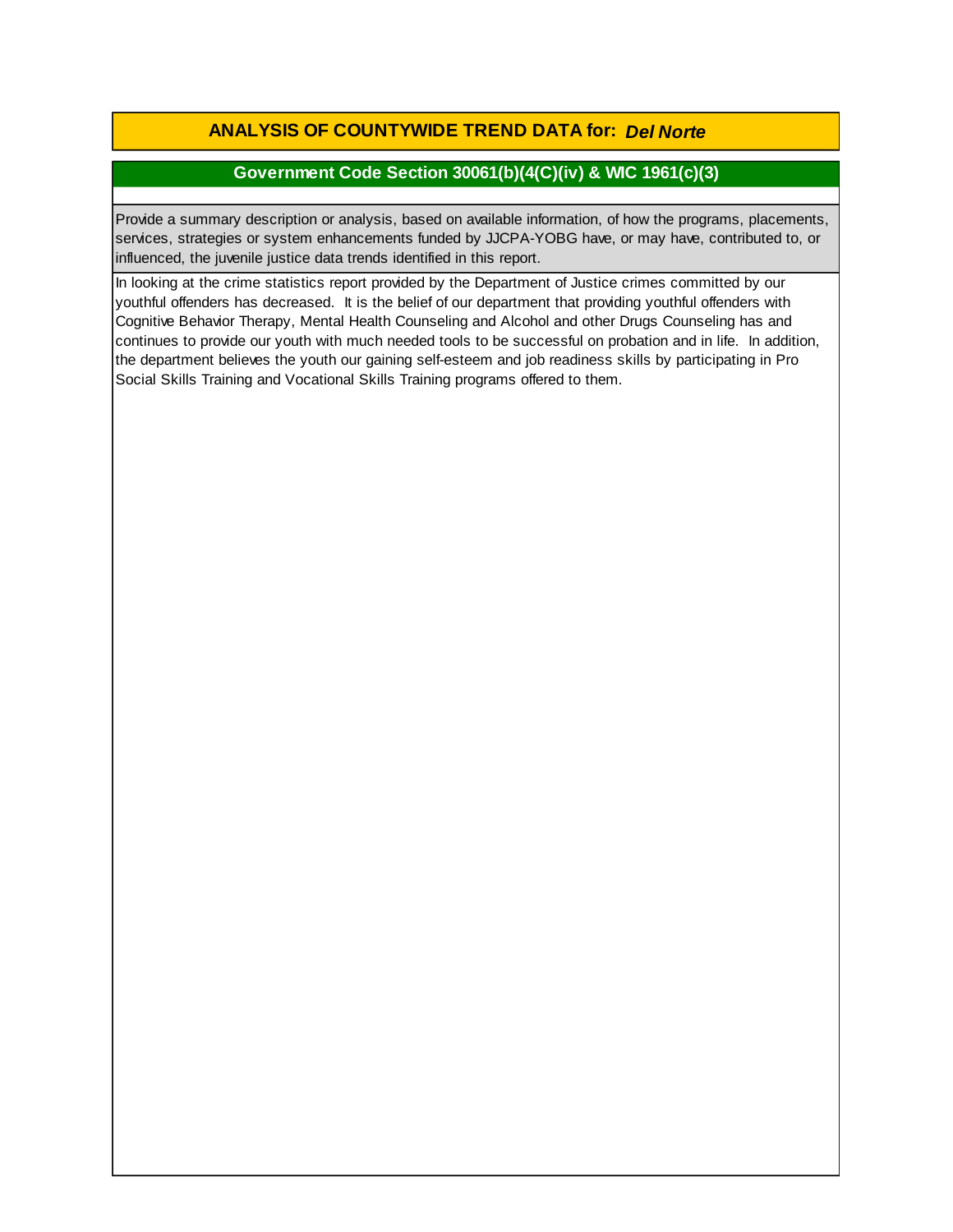# ANALYSIS OF COUNTYWIDE TREND DATA for: *Del Norte*

## Government Code Section 30061(b)(4(C)(iv) & WIC 1961(c)(3)

Provide a summary description or analysis, based on available information, of how the programs, placements, services, strategies or system enhancements funded by JJCPA-YOBG have, or may have, contributed to, or influenced, the juvenile justice data trends identified in this report.

In looking at the crime statistics report provided by the Department of Justice crimes committed by our youthful offenders has decreased. It is the belief of our department that providing youthful offenders with Cognitive Behavior Therapy, Mental Health Counseling and Alcohol and other Drugs Counseling has and continues to provide our youth with much needed tools to be successful on probation and in life. In addition, the department believes the youth our gaining self-esteem and job readiness skills by participating in Pro Social Skills Training and Vocational Skills Training programs offered to them.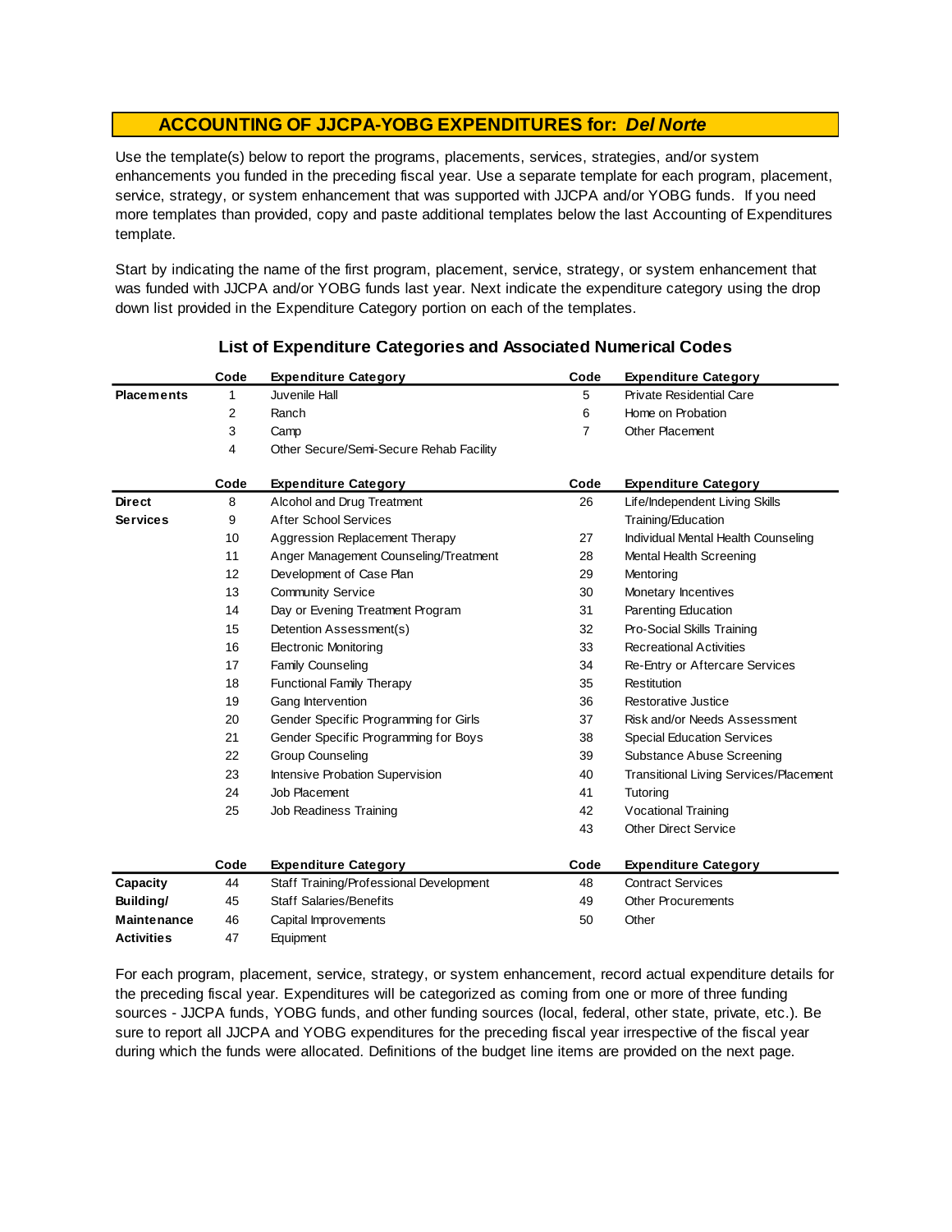## ACCOUNTING OF JJCPA-YOBG EXPENDITURES for: *Del Norte*

Use the template(s) below to report the programs, placements, services, strategies, and/or system enhancements you funded in the preceding fiscal year. Use a separate template for each program, placement, service, strategy, or system enhancement that was supported with JJCPA and/or YOBG funds. If you need more templates than provided, copy and paste additional templates below the last Accounting of Expenditures template.

Start by indicating the name of the first program, placement, service, strategy, or system enhancement that was funded with JJCPA and/or YOBG funds last year. Next indicate the expenditure category using the drop down list provided in the Expenditure Category portion on each of the templates.

### List of Expenditure Categories and Associated Numerical Codes

| | Code | Expenditure Category | Code | Expenditure Category |
|---|---|---|---|---|
| **Placements** | 1 | Juvenile Hall | 5 | Private Residential Care |
| | 2 | Ranch | 6 | Home on Probation |
| | 3 | Camp | 7 | Other Placement |
| | 4 | Other Secure/Semi-Secure Rehab Facility | | |

| | Code | Expenditure Category | Code | Expenditure Category |
|---|---|---|---|---|
| **Direct Services** | 8 | Alcohol and Drug Treatment | 26 | Life/Independent Living Skills Training/Education |
| | 9 | After School Services | | |
| | 10 | Aggression Replacement Therapy | 27 | Individual Mental Health Counseling |
| | 11 | Anger Management Counseling/Treatment | 28 | Mental Health Screening |
| | 12 | Development of Case Plan | 29 | Mentoring |
| | 13 | Community Service | 30 | Monetary Incentives |
| | 14 | Day or Evening Treatment Program | 31 | Parenting Education |
| | 15 | Detention Assessment(s) | 32 | Pro-Social Skills Training |
| | 16 | Electronic Monitoring | 33 | Recreational Activities |
| | 17 | Family Counseling | 34 | Re-Entry or Aftercare Services |
| | 18 | Functional Family Therapy | 35 | Restitution |
| | 19 | Gang Intervention | 36 | Restorative Justice |
| | 20 | Gender Specific Programming for Girls | 37 | Risk and/or Needs Assessment |
| | 21 | Gender Specific Programming for Boys | 38 | Special Education Services |
| | 22 | Group Counseling | 39 | Substance Abuse Screening |
| | 23 | Intensive Probation Supervision | 40 | Transitional Living Services/Placement |
| | 24 | Job Placement | 41 | Tutoring |
| | 25 | Job Readiness Training | 42 | Vocational Training |
| | | | 43 | Other Direct Service |

| | Code | Expenditure Category | Code | Expenditure Category |
|---|---|---|---|---|
| **Capacity Building/ Maintenance Activities** | 44 | Staff Training/Professional Development | 48 | Contract Services |
| | 45 | Staff Salaries/Benefits | 49 | Other Procurements |
| | 46 | Capital Improvements | 50 | Other |
| | 47 | Equipment | | |

For each program, placement, service, strategy, or system enhancement, record actual expenditure details for the preceding fiscal year. Expenditures will be categorized as coming from one or more of three funding sources - JJCPA funds, YOBG funds, and other funding sources (local, federal, other state, private, etc.). Be sure to report all JJCPA and YOBG expenditures for the preceding fiscal year irrespective of the fiscal year during which the funds were allocated. Definitions of the budget line items are provided on the next page.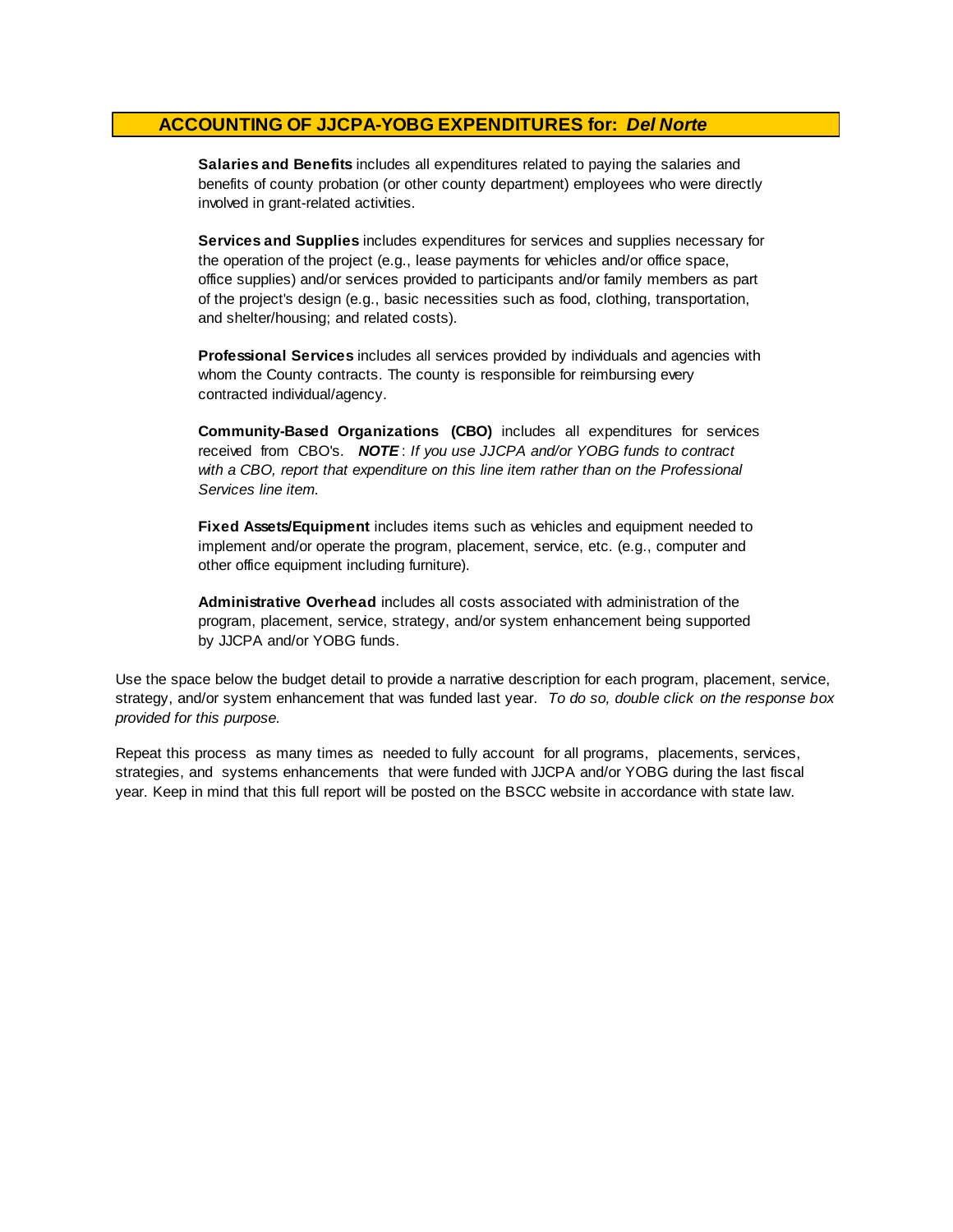## ACCOUNTING OF JJCPA-YOBG EXPENDITURES for: *Del Norte*

**Salaries and Benefits** includes all expenditures related to paying the salaries and benefits of county probation (or other county department) employees who were directly involved in grant-related activities.

**Services and Supplies** includes expenditures for services and supplies necessary for the operation of the project (e.g., lease payments for vehicles and/or office space, office supplies) and/or services provided to participants and/or family members as part of the project's design (e.g., basic necessities such as food, clothing, transportation, and shelter/housing; and related costs).

**Professional Services** includes all services provided by individuals and agencies with whom the County contracts. The county is responsible for reimbursing every contracted individual/agency.

**Community-Based Organizations (CBO)** includes all expenditures for services received from CBO's. ***NOTE*** : *If you use JJCPA and/or YOBG funds to contract with a CBO, report that expenditure on this line item rather than on the Professional Services line item.*

**Fixed Assets/Equipment** includes items such as vehicles and equipment needed to implement and/or operate the program, placement, service, etc. (e.g., computer and other office equipment including furniture).

**Administrative Overhead** includes all costs associated with administration of the program, placement, service, strategy, and/or system enhancement being supported by JJCPA and/or YOBG funds.

Use the space below the budget detail to provide a narrative description for each program, placement, service, strategy, and/or system enhancement that was funded last year. *To do so, double click on the response box provided for this purpose.*

Repeat this process as many times as needed to fully account for all programs, placements, services, strategies, and systems enhancements that were funded with JJCPA and/or YOBG during the last fiscal year. Keep in mind that this full report will be posted on the BSCC website in accordance with state law.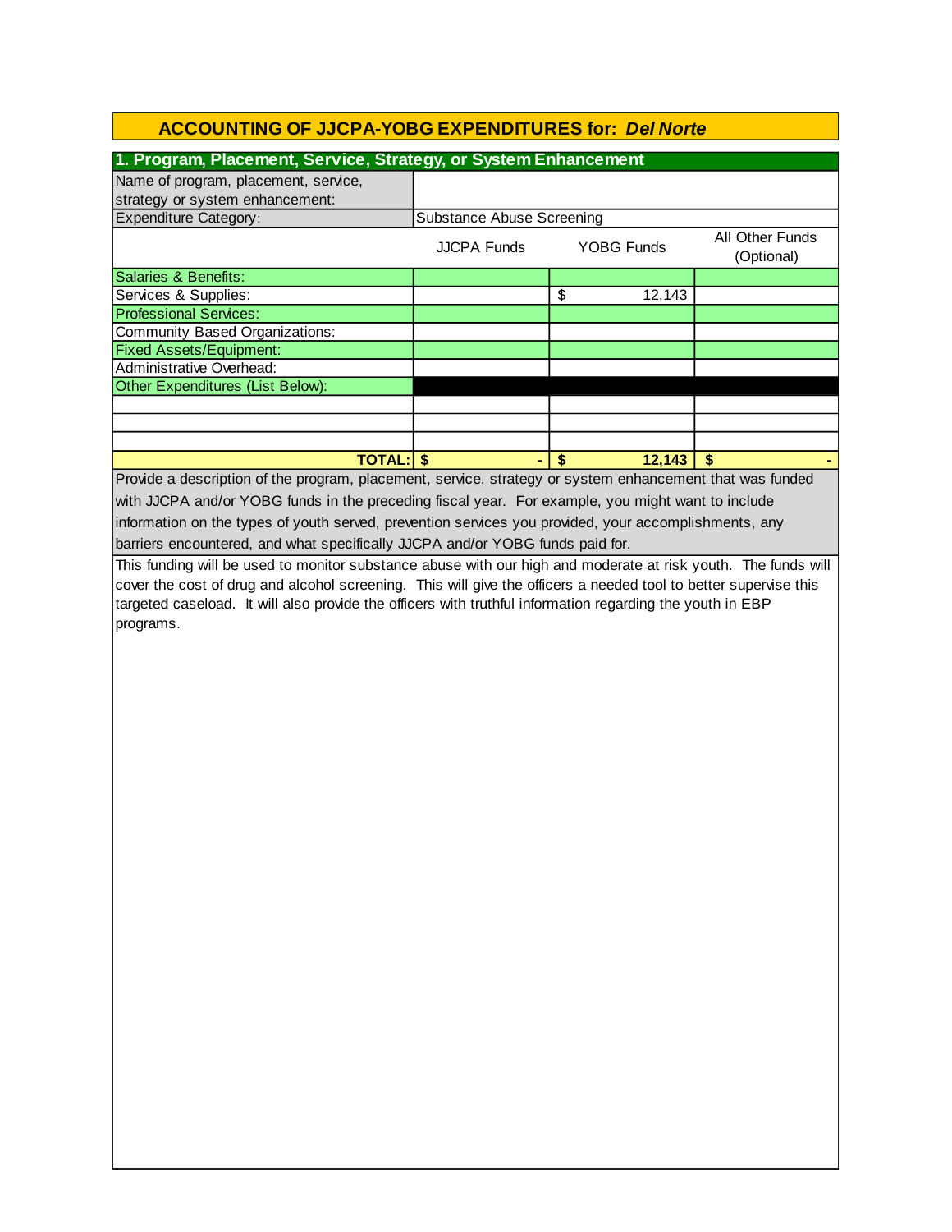## ACCOUNTING OF JJCPA-YOBG EXPENDITURES for: *Del Norte*

### 1. Program, Placement, Service, Strategy, or System Enhancement

| Name of program, placement, service, strategy or system enhancement: | | | |
|---|---|---|---|
| Expenditure Category: | Substance Abuse Screening | | |
| | JJCPA Funds | YOBG Funds | All Other Funds (Optional) |
| Salaries & Benefits: | | | |
| Services & Supplies: | | $ 12,143 | |
| Professional Services: | | | |
| Community Based Organizations: | | | |
| Fixed Assets/Equipment: | | | |
| Administrative Overhead: | | | |
| Other Expenditures (List Below): | | | |
| | | | |
| | | | |
| | | | |
| **TOTAL:** | **$ -** | **$ 12,143** | **$ -** |

Provide a description of the program, placement, service, strategy or system enhancement that was funded with JJCPA and/or YOBG funds in the preceding fiscal year. For example, you might want to include information on the types of youth served, prevention services you provided, your accomplishments, any barriers encountered, and what specifically JJCPA and/or YOBG funds paid for.

This funding will be used to monitor substance abuse with our high and moderate at risk youth. The funds will cover the cost of drug and alcohol screening. This will give the officers a needed tool to better supervise this targeted caseload. It will also provide the officers with truthful information regarding the youth in EBP programs.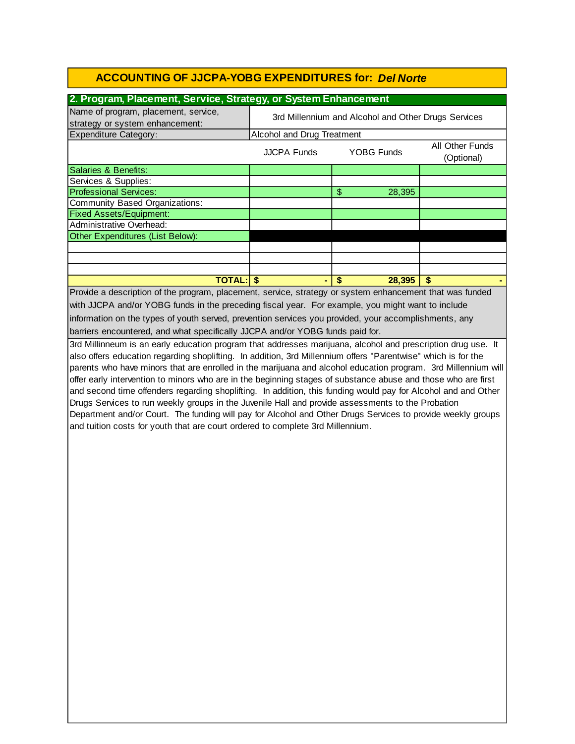# ACCOUNTING OF JJCPA-YOBG EXPENDITURES for: *Del Norte*

## 2. Program, Placement, Service, Strategy, or System Enhancement

| Name of program, placement, service, strategy or system enhancement: | 3rd Millennium and Alcohol and Other Drugs Services | | |
|---|---|---|---|
| Expenditure Category: | Alcohol and Drug Treatment | | |
| | JJCPA Funds | YOBG Funds | All Other Funds (Optional) |
| Salaries & Benefits: | | | |
| Services & Supplies: | | | |
| Professional Services: | | $ 28,395 | |
| Community Based Organizations: | | | |
| Fixed Assets/Equipment: | | | |
| Administrative Overhead: | | | |
| Other Expenditures (List Below): | | | |
| | | | |
| | | | |
| | | | |
| **TOTAL:** | **$ -** | **$ 28,395** | **$ -** |

Provide a description of the program, placement, service, strategy or system enhancement that was funded with JJCPA and/or YOBG funds in the preceding fiscal year. For example, you might want to include information on the types of youth served, prevention services you provided, your accomplishments, any barriers encountered, and what specifically JJCPA and/or YOBG funds paid for.

3rd Millinneum is an early education program that addresses marijuana, alcohol and prescription drug use. It also offers education regarding shoplifting. In addition, 3rd Millennium offers "Parentwise" which is for the parents who have minors that are enrolled in the marijuana and alcohol education program. 3rd Millennium will offer early intervention to minors who are in the beginning stages of substance abuse and those who are first and second time offenders regarding shoplifting. In addition, this funding would pay for Alcohol and and Other Drugs Services to run weekly groups in the Juvenile Hall and provide assessments to the Probation Department and/or Court. The funding will pay for Alcohol and Other Drugs Services to provide weekly groups and tuition costs for youth that are court ordered to complete 3rd Millennium.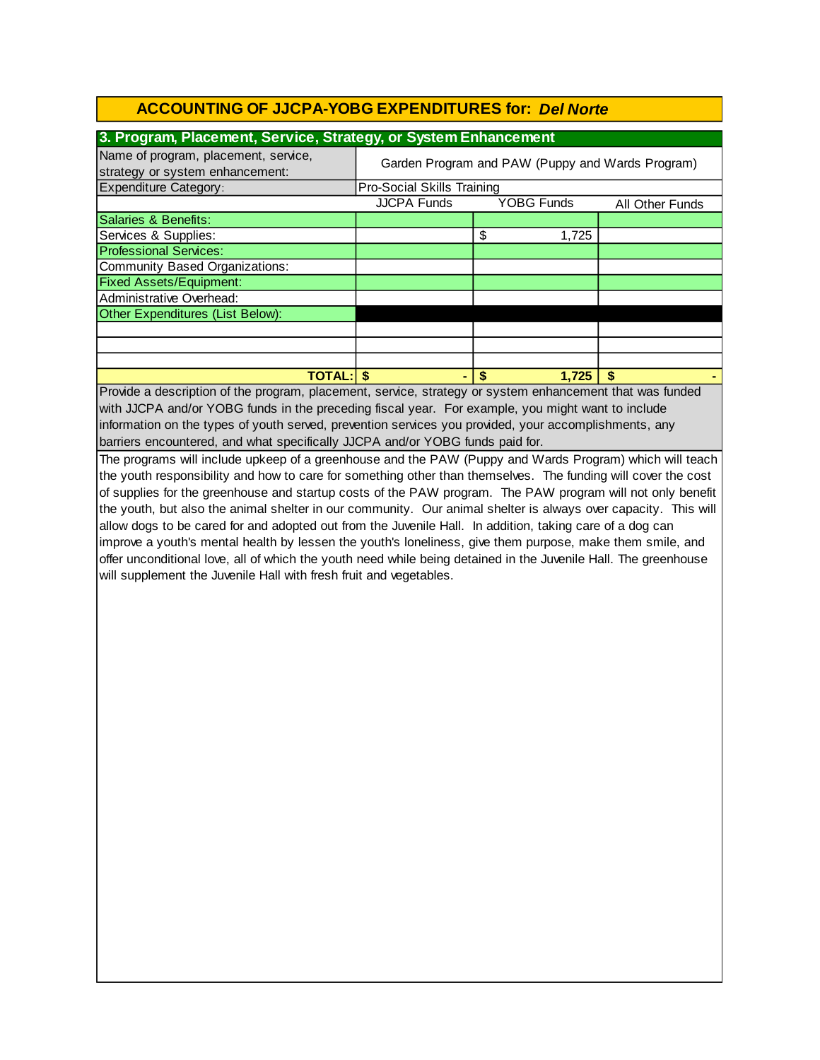# ACCOUNTING OF JJCPA-YOBG EXPENDITURES for: *Del Norte*

## 3. Program, Placement, Service, Strategy, or System Enhancement

| Name of program, placement, service, strategy or system enhancement: | Garden Program and PAW (Puppy and Wards Program) | | |
|---|---|---|---|
| Expenditure Category: | Pro-Social Skills Training | | |
| | JJCPA Funds | YOBG Funds | All Other Funds |
| Salaries & Benefits: | | | |
| Services & Supplies: | | $ 1,725 | |
| Professional Services: | | | |
| Community Based Organizations: | | | |
| Fixed Assets/Equipment: | | | |
| Administrative Overhead: | | | |
| Other Expenditures (List Below): | | | |
| | | | |
| | | | |
| | | | |
| **TOTAL:** | **$ -** | **$ 1,725** | **$ -** |

Provide a description of the program, placement, service, strategy or system enhancement that was funded with JJCPA and/or YOBG funds in the preceding fiscal year. For example, you might want to include information on the types of youth served, prevention services you provided, your accomplishments, any barriers encountered, and what specifically JJCPA and/or YOBG funds paid for.

The programs will include upkeep of a greenhouse and the PAW (Puppy and Wards Program) which will teach the youth responsibility and how to care for something other than themselves. The funding will cover the cost of supplies for the greenhouse and startup costs of the PAW program. The PAW program will not only benefit the youth, but also the animal shelter in our community. Our animal shelter is always over capacity. This will allow dogs to be cared for and adopted out from the Juvenile Hall. In addition, taking care of a dog can improve a youth's mental health by lessen the youth's loneliness, give them purpose, make them smile, and offer unconditional love, all of which the youth need while being detained in the Juvenile Hall. The greenhouse will supplement the Juvenile Hall with fresh fruit and vegetables.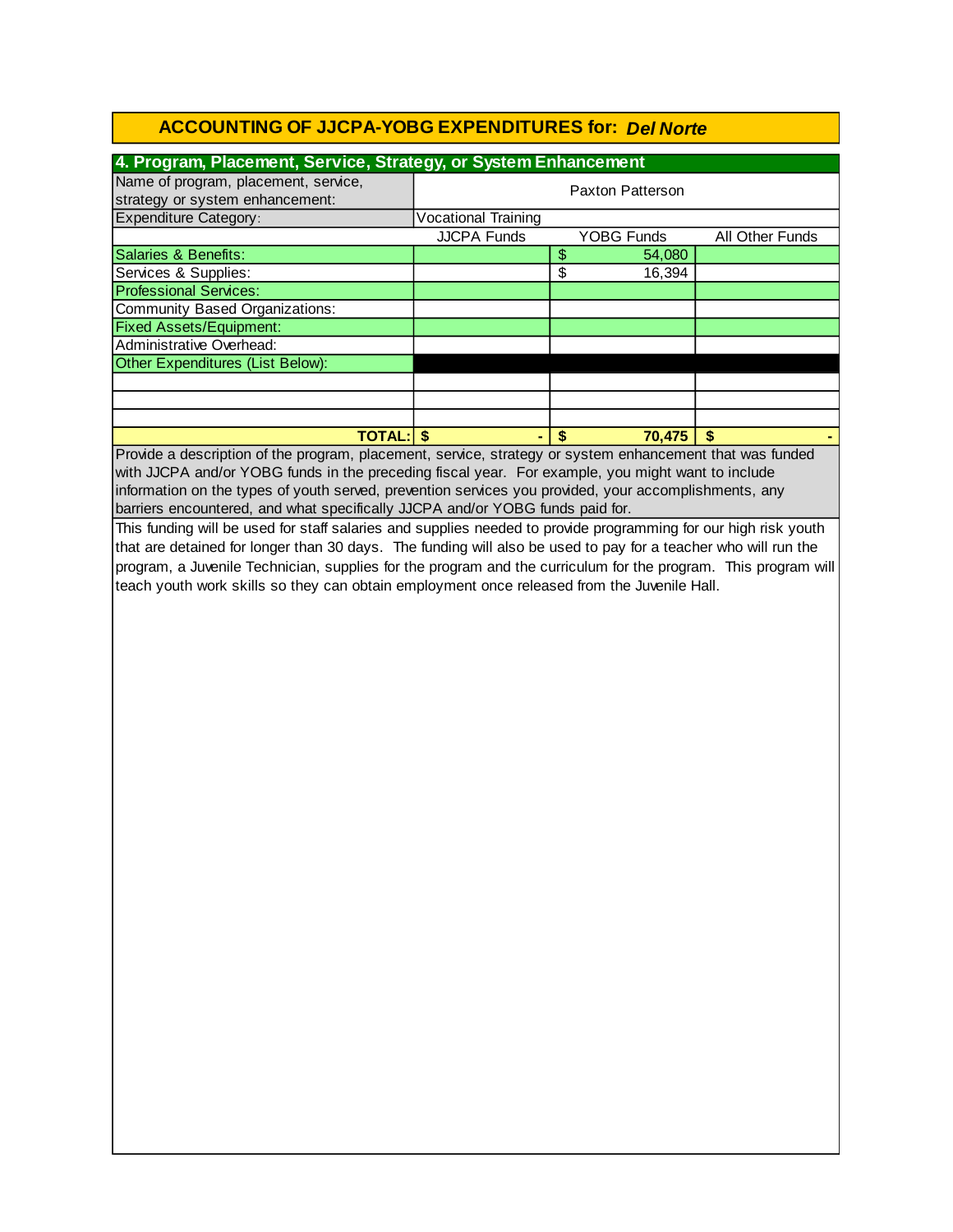# ACCOUNTING OF JJCPA-YOBG EXPENDITURES for: *Del Norte*

## 4. Program, Placement, Service, Strategy, or System Enhancement

| Name of program, placement, service, strategy or system enhancement: | Paxton Patterson | | |
|---|---|---|---|
| Expenditure Category: | Vocational Training | | |
| | JJCPA Funds | YOBG Funds | All Other Funds |
| Salaries & Benefits: | | $ 54,080 | |
| Services & Supplies: | | $ 16,394 | |
| Professional Services: | | | |
| Community Based Organizations: | | | |
| Fixed Assets/Equipment: | | | |
| Administrative Overhead: | | | |
| Other Expenditures (List Below): | | | |
| | | | |
| | | | |
| | | | |
| **TOTAL:** | **$ -** | **$ 70,475** | **$ -** |

Provide a description of the program, placement, service, strategy or system enhancement that was funded with JJCPA and/or YOBG funds in the preceding fiscal year. For example, you might want to include information on the types of youth served, prevention services you provided, your accomplishments, any barriers encountered, and what specifically JJCPA and/or YOBG funds paid for.

This funding will be used for staff salaries and supplies needed to provide programming for our high risk youth that are detained for longer than 30 days. The funding will also be used to pay for a teacher who will run the program, a Juvenile Technician, supplies for the program and the curriculum for the program. This program will teach youth work skills so they can obtain employment once released from the Juvenile Hall.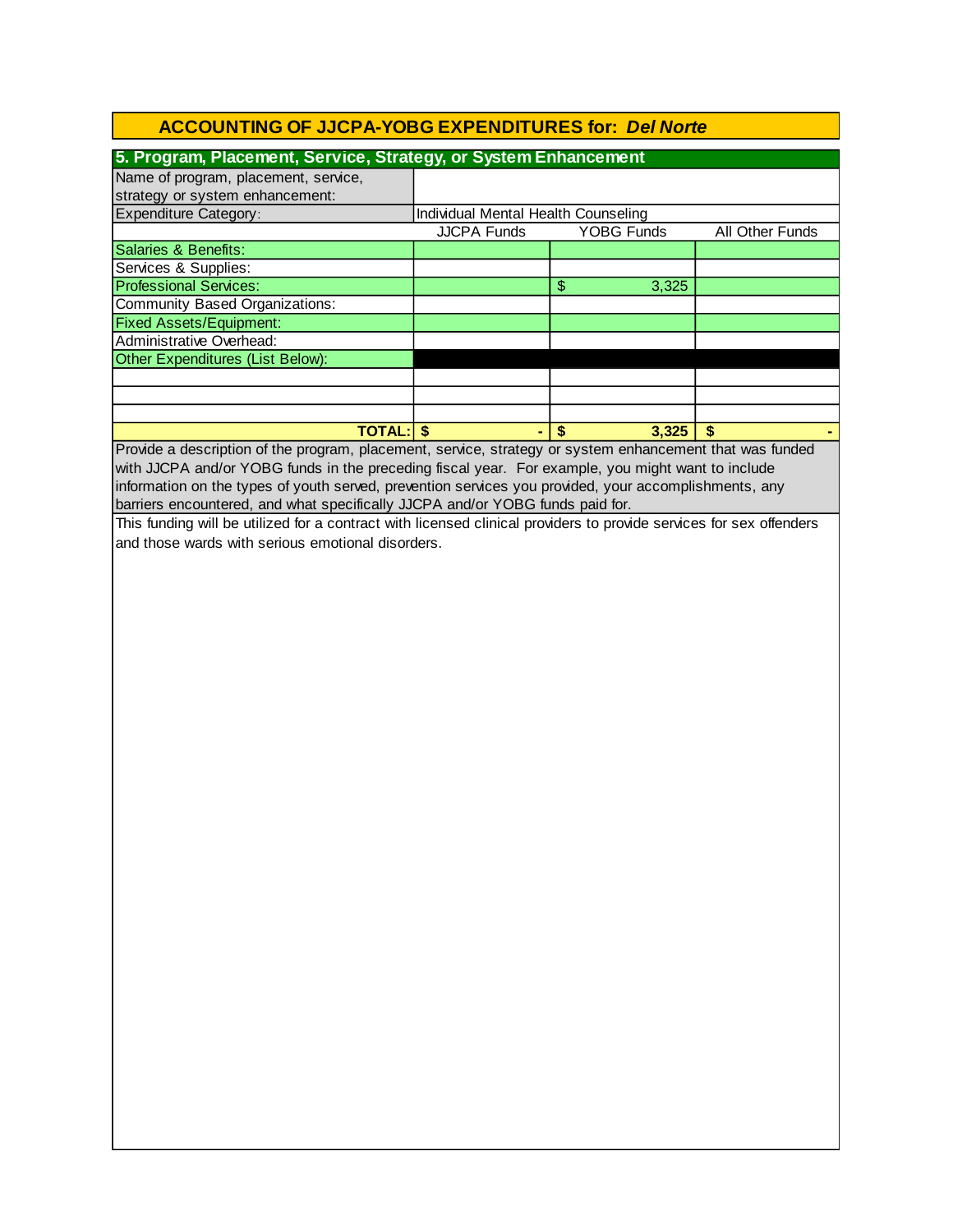## ACCOUNTING OF JJCPA-YOBG EXPENDITURES for: *Del Norte*

### 5. Program, Placement, Service, Strategy, or System Enhancement

| Name of program, placement, service, strategy or system enhancement: | | | |
|---|---|---|---|
| Expenditure Category: | Individual Mental Health Counseling | | |
| | JJCPA Funds | YOBG Funds | All Other Funds |
| Salaries & Benefits: | | | |
| Services & Supplies: | | | |
| Professional Services: | | $ 3,325 | |
| Community Based Organizations: | | | |
| Fixed Assets/Equipment: | | | |
| Administrative Overhead: | | | |
| Other Expenditures (List Below): | | | |
| | | | |
| | | | |
| | | | |
| **TOTAL:** | **$ -** | **$ 3,325** | **$ -** |

Provide a description of the program, placement, service, strategy or system enhancement that was funded with JJCPA and/or YOBG funds in the preceding fiscal year. For example, you might want to include information on the types of youth served, prevention services you provided, your accomplishments, any barriers encountered, and what specifically JJCPA and/or YOBG funds paid for.

This funding will be utilized for a contract with licensed clinical providers to provide services for sex offenders and those wards with serious emotional disorders.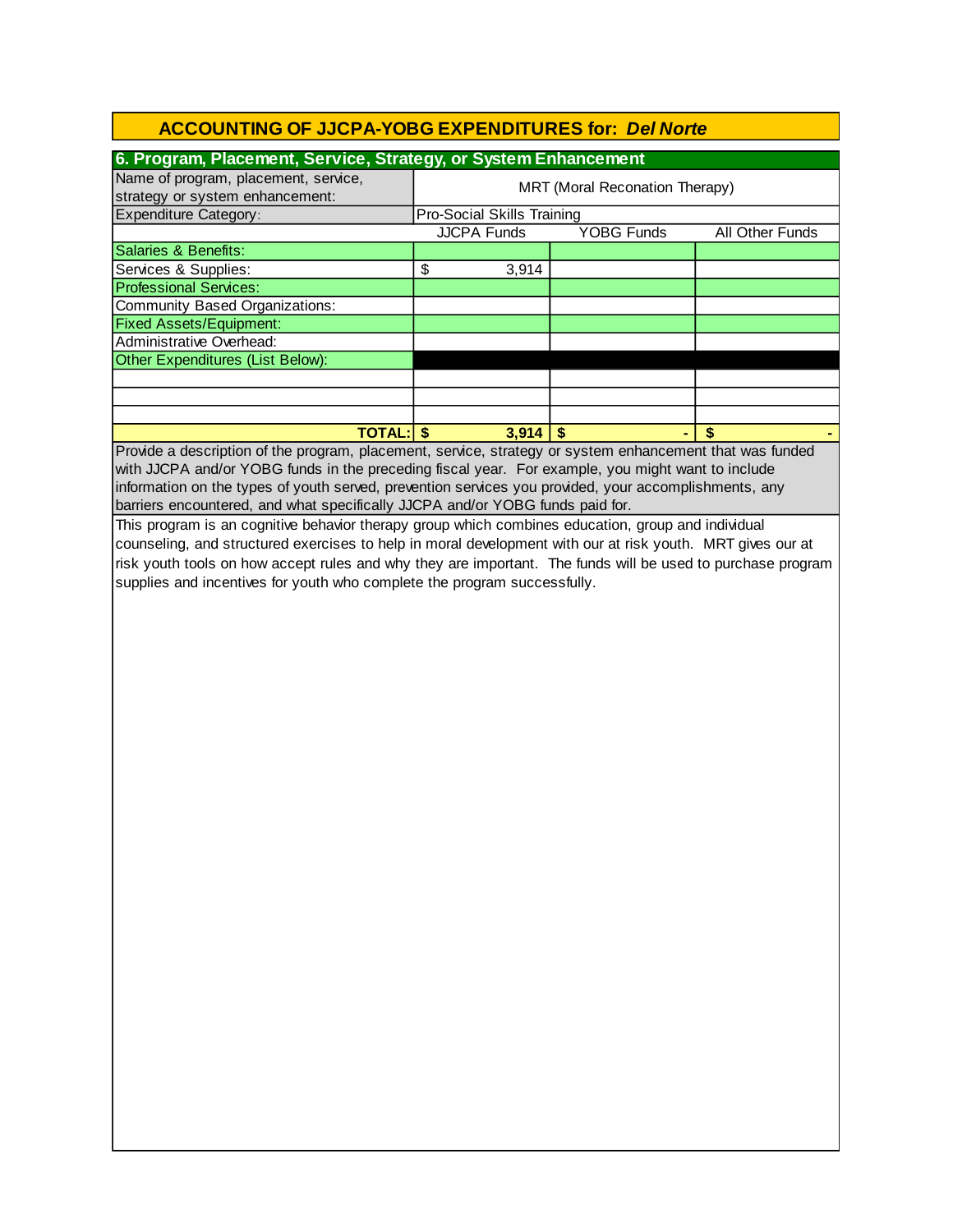## ACCOUNTING OF JJCPA-YOBG EXPENDITURES for: *Del Norte*

### 6. Program, Placement, Service, Strategy, or System Enhancement

| Name of program, placement, service, strategy or system enhancement: | MRT (Moral Reconation Therapy) | | |
|---|---|---|---|
| Expenditure Category: | Pro-Social Skills Training | | |
| | JJCPA Funds | YOBG Funds | All Other Funds |
| Salaries & Benefits: | | | |
| Services & Supplies: | $ 3,914 | | |
| Professional Services: | | | |
| Community Based Organizations: | | | |
| Fixed Assets/Equipment: | | | |
| Administrative Overhead: | | | |
| Other Expenditures (List Below): | | | |
| | | | |
| | | | |
| | | | |
| **TOTAL:** | **$ 3,914** | **$ -** | **$ -** |

Provide a description of the program, placement, service, strategy or system enhancement that was funded with JJCPA and/or YOBG funds in the preceding fiscal year. For example, you might want to include information on the types of youth served, prevention services you provided, your accomplishments, any barriers encountered, and what specifically JJCPA and/or YOBG funds paid for.

This program is an cognitive behavior therapy group which combines education, group and individual counseling, and structured exercises to help in moral development with our at risk youth. MRT gives our at risk youth tools on how accept rules and why they are important. The funds will be used to purchase program supplies and incentives for youth who complete the program successfully.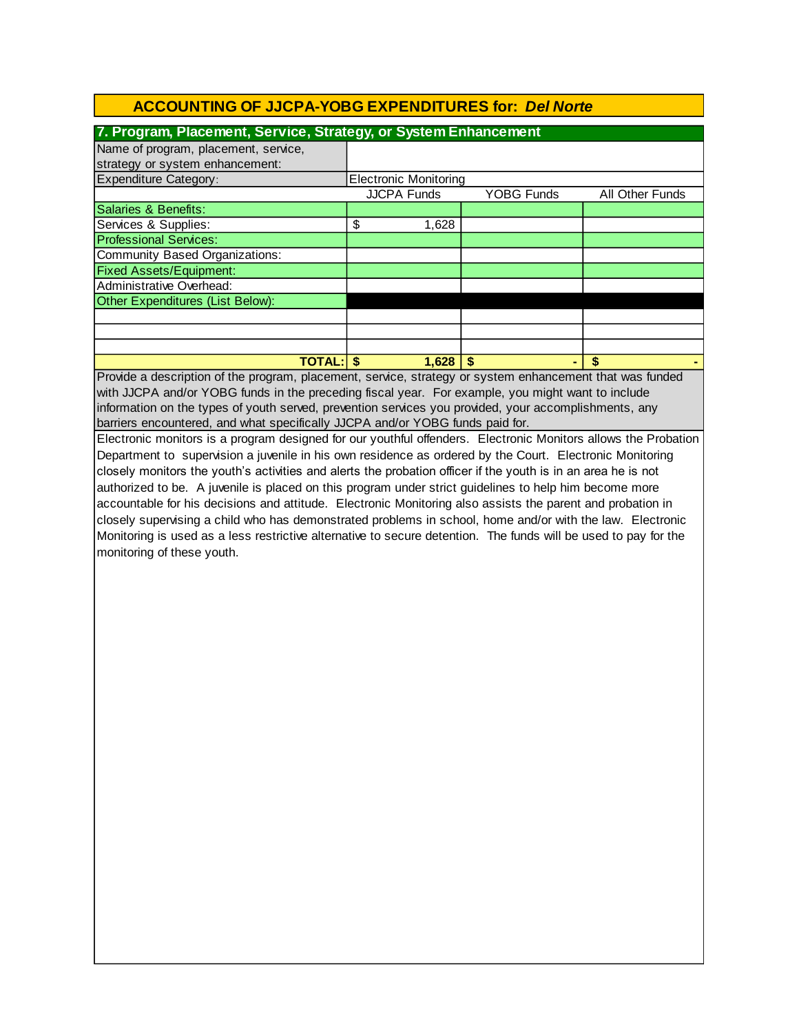# ACCOUNTING OF JJCPA-YOBG EXPENDITURES for: *Del Norte*

## 7. Program, Placement, Service, Strategy, or System Enhancement

| Name of program, placement, service, strategy or system enhancement: | | | |
|---|---|---|---|
| Expenditure Category: | Electronic Monitoring | | |
| | JJCPA Funds | YOBG Funds | All Other Funds |
| Salaries & Benefits: | | | |
| Services & Supplies: | $ 1,628 | | |
| Professional Services: | | | |
| Community Based Organizations: | | | |
| Fixed Assets/Equipment: | | | |
| Administrative Overhead: | | | |
| Other Expenditures (List Below): | | | |
| | | | |
| | | | |
| | | | |
| **TOTAL:** | **$ 1,628** | **$ -** | **$ -** |

Provide a description of the program, placement, service, strategy or system enhancement that was funded with JJCPA and/or YOBG funds in the preceding fiscal year. For example, you might want to include information on the types of youth served, prevention services you provided, your accomplishments, any barriers encountered, and what specifically JJCPA and/or YOBG funds paid for.

Electronic monitors is a program designed for our youthful offenders. Electronic Monitors allows the Probation Department to supervision a juvenile in his own residence as ordered by the Court. Electronic Monitoring closely monitors the youth's activities and alerts the probation officer if the youth is in an area he is not authorized to be. A juvenile is placed on this program under strict guidelines to help him become more accountable for his decisions and attitude. Electronic Monitoring also assists the parent and probation in closely supervising a child who has demonstrated problems in school, home and/or with the law. Electronic Monitoring is used as a less restrictive alternative to secure detention. The funds will be used to pay for the monitoring of these youth.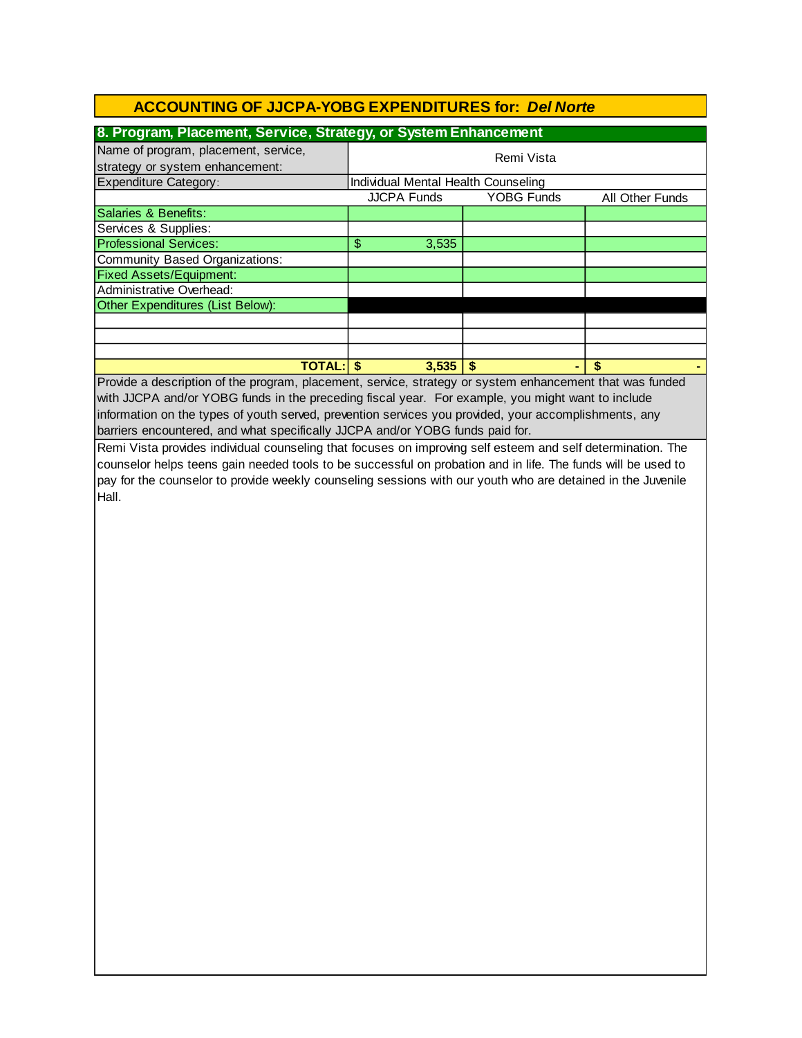## ACCOUNTING OF JJCPA-YOBG EXPENDITURES for: *Del Norte*

### 8. Program, Placement, Service, Strategy, or System Enhancement

| Name of program, placement, service, strategy or system enhancement: | Remi Vista | | |
|---|---|---|---|
| Expenditure Category: | Individual Mental Health Counseling | | |
| | JJCPA Funds | YOBG Funds | All Other Funds |
| Salaries & Benefits: | | | |
| Services & Supplies: | | | |
| Professional Services: | $ 3,535 | | |
| Community Based Organizations: | | | |
| Fixed Assets/Equipment: | | | |
| Administrative Overhead: | | | |
| Other Expenditures (List Below): | | | |
| | | | |
| | | | |
| | | | |
| **TOTAL:** | **$ 3,535** | **$ -** | **$ -** |

Provide a description of the program, placement, service, strategy or system enhancement that was funded with JJCPA and/or YOBG funds in the preceding fiscal year. For example, you might want to include information on the types of youth served, prevention services you provided, your accomplishments, any barriers encountered, and what specifically JJCPA and/or YOBG funds paid for.

Remi Vista provides individual counseling that focuses on improving self esteem and self determination. The counselor helps teens gain needed tools to be successful on probation and in life. The funds will be used to pay for the counselor to provide weekly counseling sessions with our youth who are detained in the Juvenile Hall.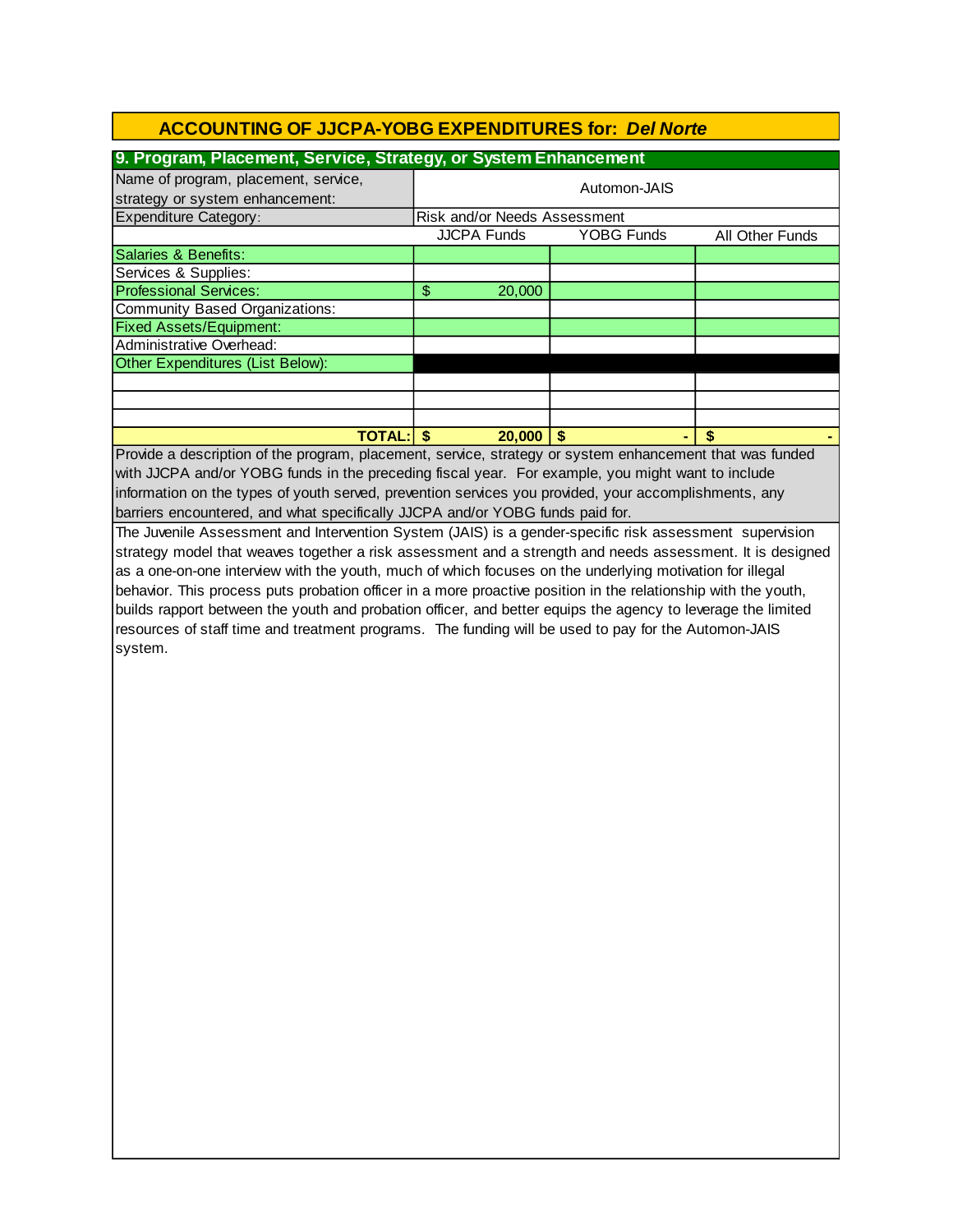## ACCOUNTING OF JJCPA-YOBG EXPENDITURES for: *Del Norte*

### 9. Program, Placement, Service, Strategy, or System Enhancement

| | | | |
|---|---|---|---|
| Name of program, placement, service, strategy or system enhancement: | Automon-JAIS | | |
| Expenditure Category: | Risk and/or Needs Assessment | | |
| | JJCPA Funds | YOBG Funds | All Other Funds |
| Salaries & Benefits: | | | |
| Services & Supplies: | | | |
| Professional Services: | $ 20,000 | | |
| Community Based Organizations: | | | |
| Fixed Assets/Equipment: | | | |
| Administrative Overhead: | | | |
| Other Expenditures (List Below): | | | |
| | | | |
| | | | |
| | | | |
| **TOTAL:** | **$ 20,000** | **$ -** | **$ -** |

Provide a description of the program, placement, service, strategy or system enhancement that was funded with JJCPA and/or YOBG funds in the preceding fiscal year. For example, you might want to include information on the types of youth served, prevention services you provided, your accomplishments, any barriers encountered, and what specifically JJCPA and/or YOBG funds paid for.

The Juvenile Assessment and Intervention System (JAIS) is a gender-specific risk assessment supervision strategy model that weaves together a risk assessment and a strength and needs assessment. It is designed as a one-on-one interview with the youth, much of which focuses on the underlying motivation for illegal behavior. This process puts probation officer in a more proactive position in the relationship with the youth, builds rapport between the youth and probation officer, and better equips the agency to leverage the limited resources of staff time and treatment programs. The funding will be used to pay for the Automon-JAIS system.